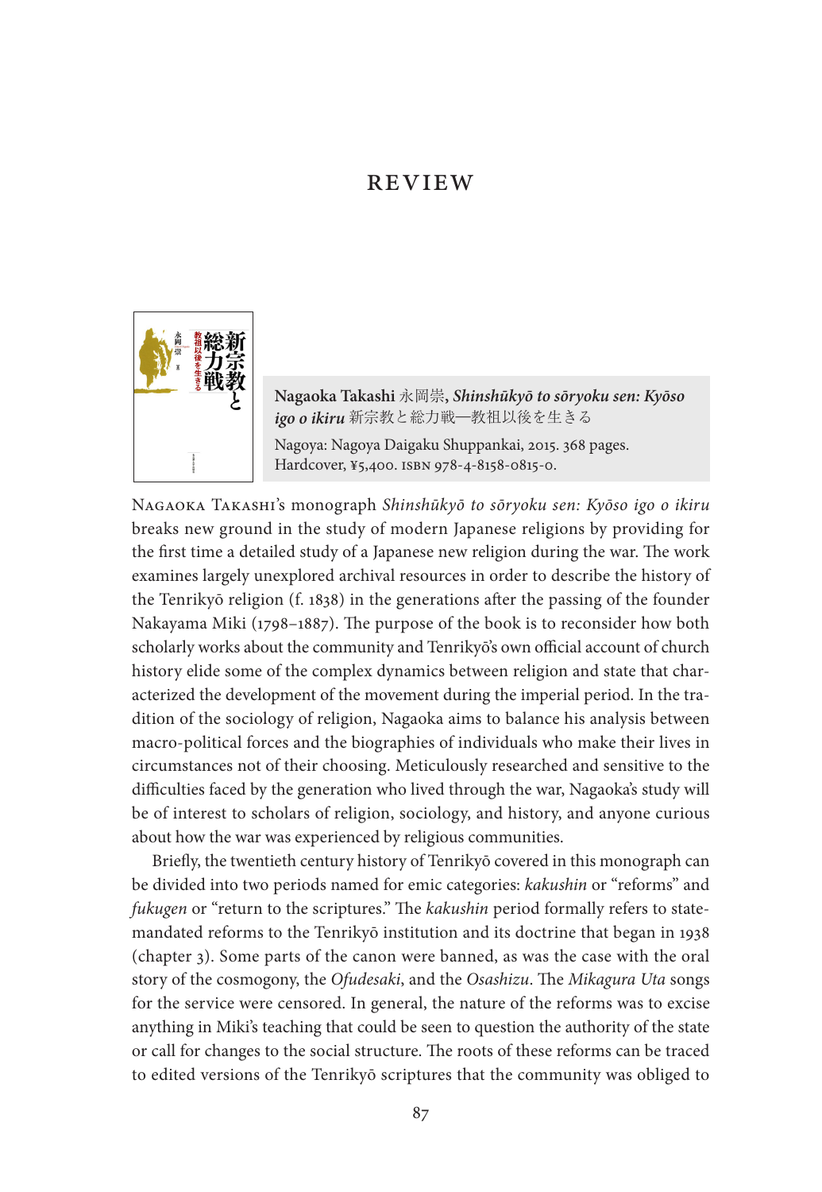# REVIEW

**Nagaoka Takashi** 永岡崇, ***Shinshūkyō to sōryoku sen: Kyōso igo o ikiru*** 新宗教と総力戦—教祖以後を生きる

Nagoya: Nagoya Daigaku Shuppankai, 2015. 368 pages. Hardcover, ¥5,400. ISBN 978-4-8158-0815-0.

Nagaoka Takashi's monograph *Shinshūkyō to sōryoku sen: Kyōso igo o ikiru* breaks new ground in the study of modern Japanese religions by providing for the first time a detailed study of a Japanese new religion during the war. The work examines largely unexplored archival resources in order to describe the history of the Tenrikyō religion (f. 1838) in the generations after the passing of the founder Nakayama Miki (1798–1887). The purpose of the book is to reconsider how both scholarly works about the community and Tenrikyō's own official account of church history elide some of the complex dynamics between religion and state that characterized the development of the movement during the imperial period. In the tradition of the sociology of religion, Nagaoka aims to balance his analysis between macro-political forces and the biographies of individuals who make their lives in circumstances not of their choosing. Meticulously researched and sensitive to the difficulties faced by the generation who lived through the war, Nagaoka's study will be of interest to scholars of religion, sociology, and history, and anyone curious about how the war was experienced by religious communities.

Briefly, the twentieth century history of Tenrikyō covered in this monograph can be divided into two periods named for emic categories: *kakushin* or "reforms" and *fukugen* or "return to the scriptures." The *kakushin* period formally refers to state-mandated reforms to the Tenrikyō institution and its doctrine that began in 1938 (chapter 3). Some parts of the canon were banned, as was the case with the oral story of the cosmogony, the *Ofudesaki*, and the *Osashizu*. The *Mikagura Uta* songs for the service were censored. In general, the nature of the reforms was to excise anything in Miki's teaching that could be seen to question the authority of the state or call for changes to the social structure. The roots of these reforms can be traced to edited versions of the Tenrikyō scriptures that the community was obliged to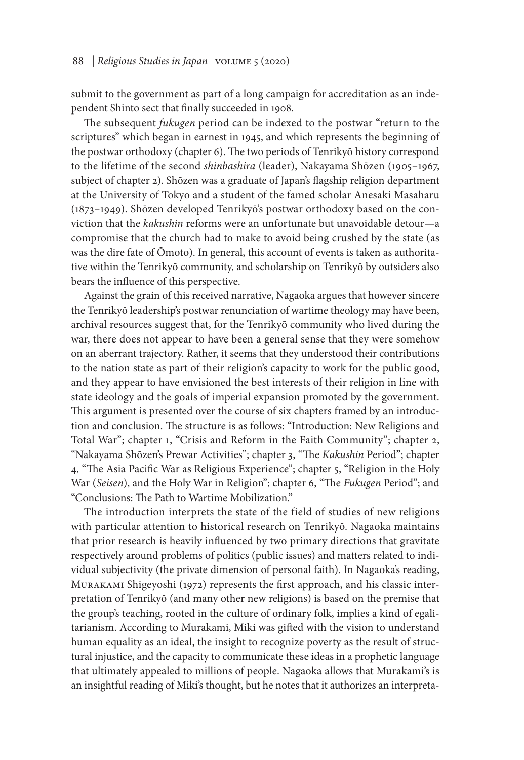submit to the government as part of a long campaign for accreditation as an independent Shinto sect that finally succeeded in 1908.

The subsequent *fukugen* period can be indexed to the postwar "return to the scriptures" which began in earnest in 1945, and which represents the beginning of the postwar orthodoxy (chapter 6). The two periods of Tenrikyō history correspond to the lifetime of the second *shinbashira* (leader), Nakayama Shōzen (1905–1967, subject of chapter 2). Shōzen was a graduate of Japan's flagship religion department at the University of Tokyo and a student of the famed scholar Anesaki Masaharu (1873–1949). Shōzen developed Tenrikyō's postwar orthodoxy based on the conviction that the *kakushin* reforms were an unfortunate but unavoidable detour—a compromise that the church had to make to avoid being crushed by the state (as was the dire fate of Ōmoto). In general, this account of events is taken as authoritative within the Tenrikyō community, and scholarship on Tenrikyō by outsiders also bears the influence of this perspective.

Against the grain of this received narrative, Nagaoka argues that however sincere the Tenrikyō leadership's postwar renunciation of wartime theology may have been, archival resources suggest that, for the Tenrikyō community who lived during the war, there does not appear to have been a general sense that they were somehow on an aberrant trajectory. Rather, it seems that they understood their contributions to the nation state as part of their religion's capacity to work for the public good, and they appear to have envisioned the best interests of their religion in line with state ideology and the goals of imperial expansion promoted by the government. This argument is presented over the course of six chapters framed by an introduction and conclusion. The structure is as follows: "Introduction: New Religions and Total War"; chapter 1, "Crisis and Reform in the Faith Community"; chapter 2, "Nakayama Shōzen's Prewar Activities"; chapter 3, "The *Kakushin* Period"; chapter 4, "The Asia Pacific War as Religious Experience"; chapter 5, "Religion in the Holy War (*Seisen*), and the Holy War in Religion"; chapter 6, "The *Fukugen* Period"; and "Conclusions: The Path to Wartime Mobilization."

The introduction interprets the state of the field of studies of new religions with particular attention to historical research on Tenrikyō. Nagaoka maintains that prior research is heavily influenced by two primary directions that gravitate respectively around problems of politics (public issues) and matters related to individual subjectivity (the private dimension of personal faith). In Nagaoka's reading, Murakami Shigeyoshi (1972) represents the first approach, and his classic interpretation of Tenrikyō (and many other new religions) is based on the premise that the group's teaching, rooted in the culture of ordinary folk, implies a kind of egalitarianism. According to Murakami, Miki was gifted with the vision to understand human equality as an ideal, the insight to recognize poverty as the result of structural injustice, and the capacity to communicate these ideas in a prophetic language that ultimately appealed to millions of people. Nagaoka allows that Murakami's is an insightful reading of Miki's thought, but he notes that it authorizes an interpreta-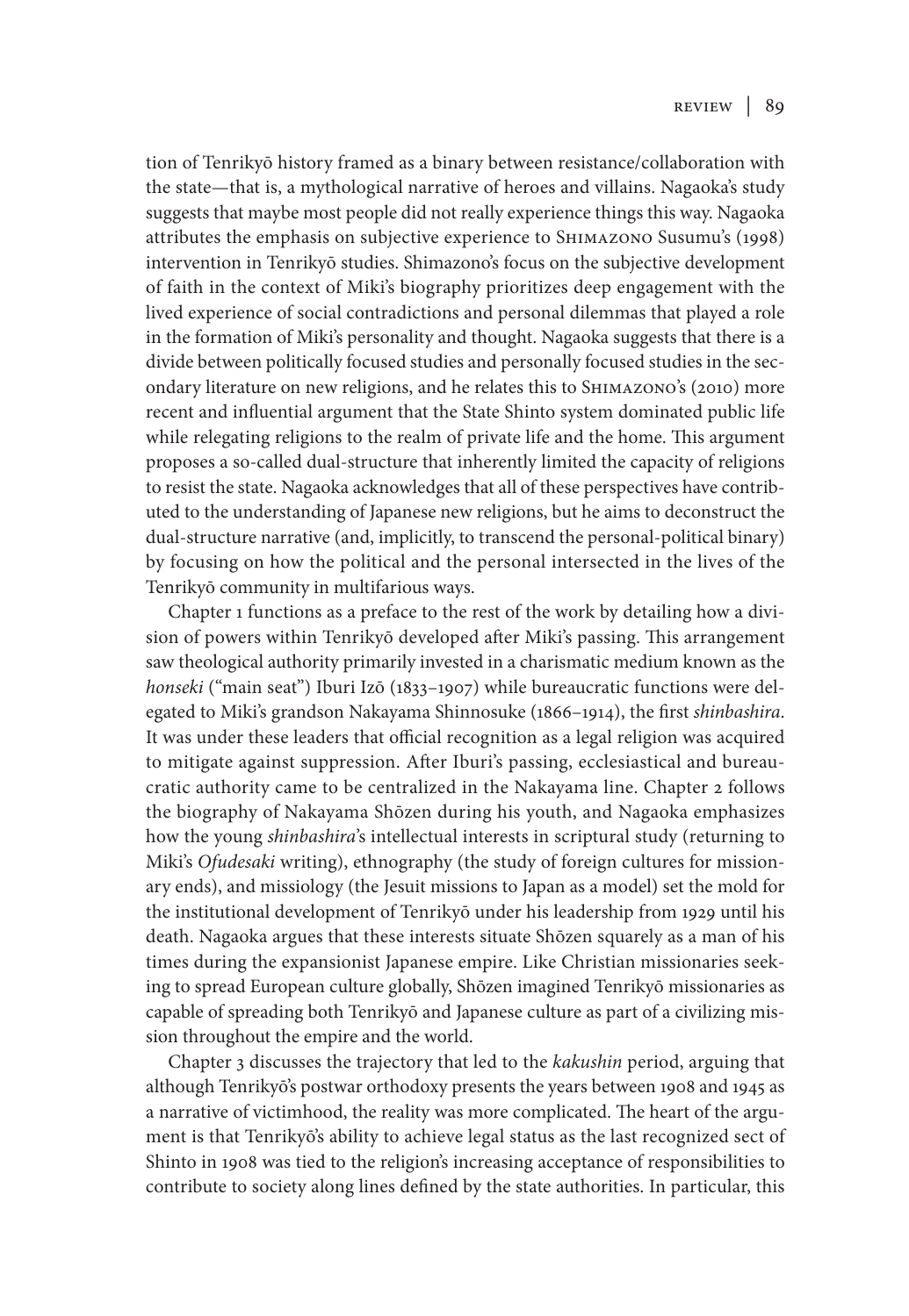tion of Tenrikyō history framed as a binary between resistance/collaboration with the state—that is, a mythological narrative of heroes and villains. Nagaoka's study suggests that maybe most people did not really experience things this way. Nagaoka attributes the emphasis on subjective experience to Shimazono Susumu's (1998) intervention in Tenrikyō studies. Shimazono's focus on the subjective development of faith in the context of Miki's biography prioritizes deep engagement with the lived experience of social contradictions and personal dilemmas that played a role in the formation of Miki's personality and thought. Nagaoka suggests that there is a divide between politically focused studies and personally focused studies in the secondary literature on new religions, and he relates this to Shimazono's (2010) more recent and influential argument that the State Shinto system dominated public life while relegating religions to the realm of private life and the home. This argument proposes a so-called dual-structure that inherently limited the capacity of religions to resist the state. Nagaoka acknowledges that all of these perspectives have contributed to the understanding of Japanese new religions, but he aims to deconstruct the dual-structure narrative (and, implicitly, to transcend the personal-political binary) by focusing on how the political and the personal intersected in the lives of the Tenrikyō community in multifarious ways.

Chapter 1 functions as a preface to the rest of the work by detailing how a division of powers within Tenrikyō developed after Miki's passing. This arrangement saw theological authority primarily invested in a charismatic medium known as the *honseki* ("main seat") Iburi Izō (1833–1907) while bureaucratic functions were delegated to Miki's grandson Nakayama Shinnosuke (1866–1914), the first *shinbashira*. It was under these leaders that official recognition as a legal religion was acquired to mitigate against suppression. After Iburi's passing, ecclesiastical and bureaucratic authority came to be centralized in the Nakayama line. Chapter 2 follows the biography of Nakayama Shōzen during his youth, and Nagaoka emphasizes how the young *shinbashira*'s intellectual interests in scriptural study (returning to Miki's *Ofudesaki* writing), ethnography (the study of foreign cultures for missionary ends), and missiology (the Jesuit missions to Japan as a model) set the mold for the institutional development of Tenrikyō under his leadership from 1929 until his death. Nagaoka argues that these interests situate Shōzen squarely as a man of his times during the expansionist Japanese empire. Like Christian missionaries seeking to spread European culture globally, Shōzen imagined Tenrikyō missionaries as capable of spreading both Tenrikyō and Japanese culture as part of a civilizing mission throughout the empire and the world.

Chapter 3 discusses the trajectory that led to the *kakushin* period, arguing that although Tenrikyō's postwar orthodoxy presents the years between 1908 and 1945 as a narrative of victimhood, the reality was more complicated. The heart of the argument is that Tenrikyō's ability to achieve legal status as the last recognized sect of Shinto in 1908 was tied to the religion's increasing acceptance of responsibilities to contribute to society along lines defined by the state authorities. In particular, this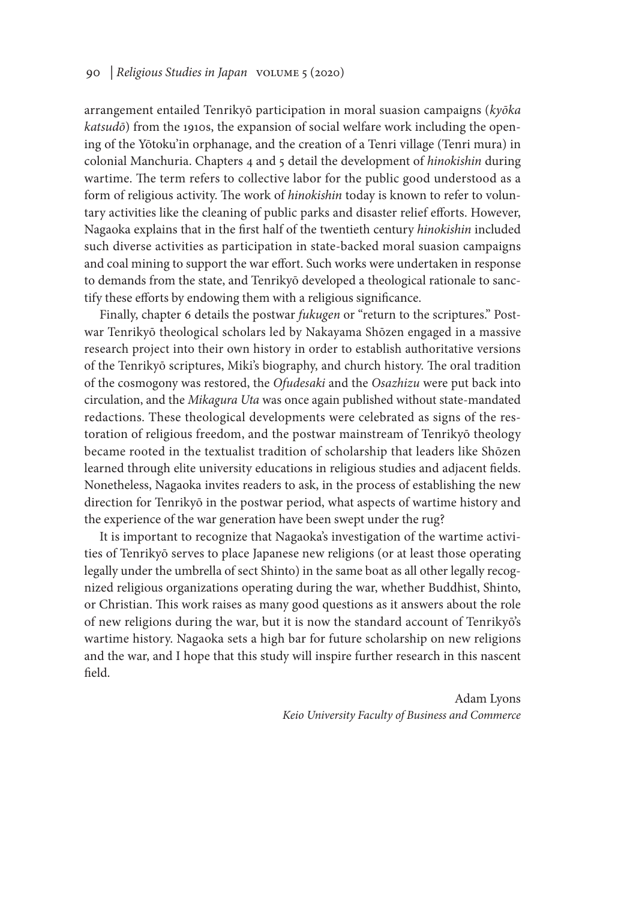arrangement entailed Tenrikyō participation in moral suasion campaigns (*kyōka katsudō*) from the 1910s, the expansion of social welfare work including the opening of the Yōtoku'in orphanage, and the creation of a Tenri village (Tenri mura) in colonial Manchuria. Chapters 4 and 5 detail the development of *hinokishin* during wartime. The term refers to collective labor for the public good understood as a form of religious activity. The work of *hinokishin* today is known to refer to voluntary activities like the cleaning of public parks and disaster relief efforts. However, Nagaoka explains that in the first half of the twentieth century *hinokishin* included such diverse activities as participation in state-backed moral suasion campaigns and coal mining to support the war effort. Such works were undertaken in response to demands from the state, and Tenrikyō developed a theological rationale to sanctify these efforts by endowing them with a religious significance.

Finally, chapter 6 details the postwar *fukugen* or "return to the scriptures." Postwar Tenrikyō theological scholars led by Nakayama Shōzen engaged in a massive research project into their own history in order to establish authoritative versions of the Tenrikyō scriptures, Miki's biography, and church history. The oral tradition of the cosmogony was restored, the *Ofudesaki* and the *Osazhizu* were put back into circulation, and the *Mikagura Uta* was once again published without state-mandated redactions. These theological developments were celebrated as signs of the restoration of religious freedom, and the postwar mainstream of Tenrikyō theology became rooted in the textualist tradition of scholarship that leaders like Shōzen learned through elite university educations in religious studies and adjacent fields. Nonetheless, Nagaoka invites readers to ask, in the process of establishing the new direction for Tenrikyō in the postwar period, what aspects of wartime history and the experience of the war generation have been swept under the rug?

It is important to recognize that Nagaoka's investigation of the wartime activities of Tenrikyō serves to place Japanese new religions (or at least those operating legally under the umbrella of sect Shinto) in the same boat as all other legally recognized religious organizations operating during the war, whether Buddhist, Shinto, or Christian. This work raises as many good questions as it answers about the role of new religions during the war, but it is now the standard account of Tenrikyō's wartime history. Nagaoka sets a high bar for future scholarship on new religions and the war, and I hope that this study will inspire further research in this nascent field.

Adam Lyons
*Keio University Faculty of Business and Commerce*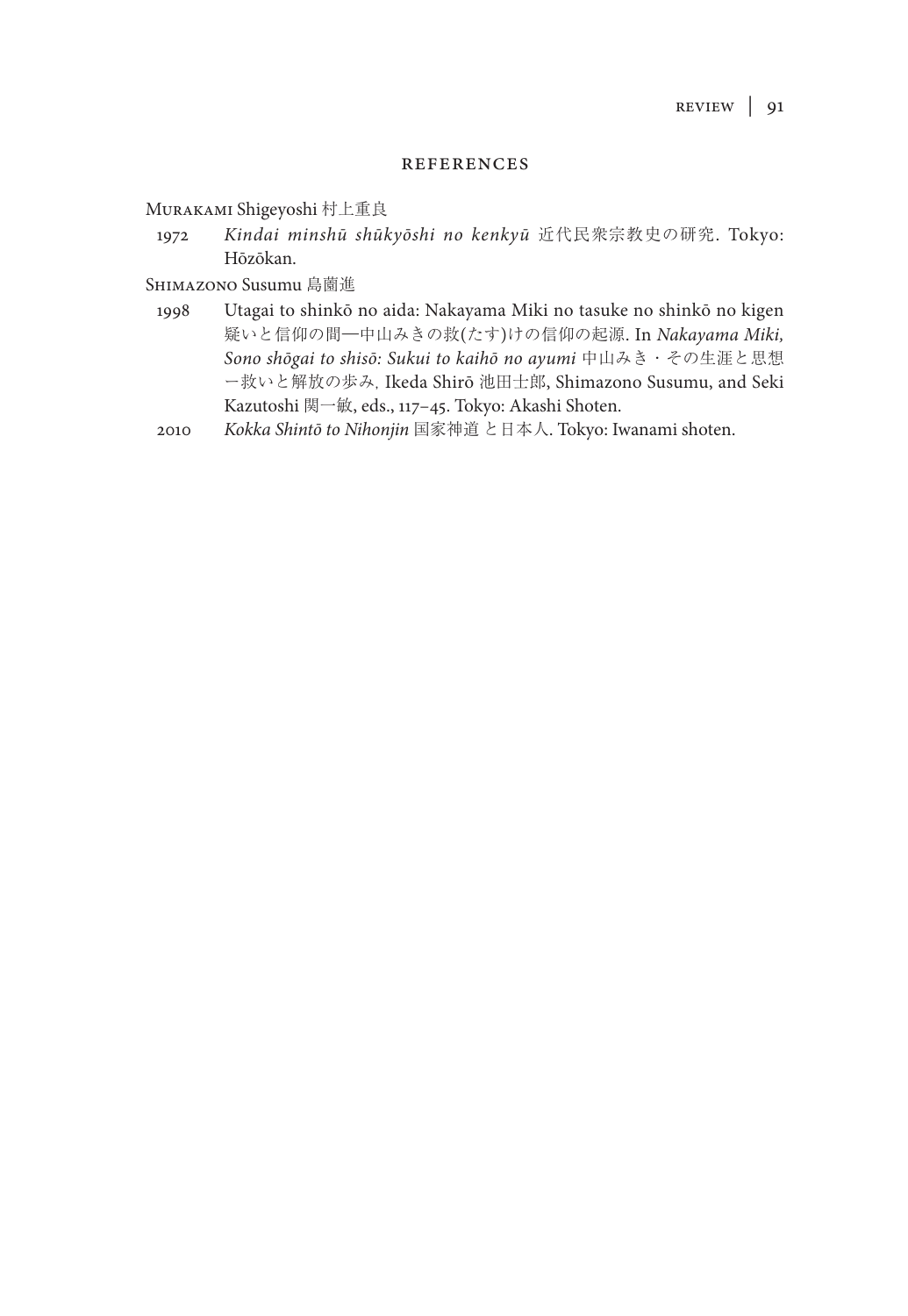## REFERENCES

Murakami Shigeyoshi 村上重良

1972 *Kindai minshū shūkyōshi no kenkyū* 近代民衆宗教史の研究. Tokyo: Hōzōkan.

Shimazono Susumu 島薗進

1998 Utagai to shinkō no aida: Nakayama Miki no tasuke no shinkō no kigen 疑いと信仰の間—中山みきの救(たす)けの信仰の起源. In *Nakayama Miki, Sono shōgai to shisō: Sukui to kaihō no ayumi* 中山みき・その生涯と思想ー救いと解放の歩み, Ikeda Shirō 池田士郎, Shimazono Susumu, and Seki Kazutoshi 関一敏, eds., 117–45. Tokyo: Akashi Shoten.

2010 *Kokka Shintō to Nihonjin* 国家神道と日本人. Tokyo: Iwanami shoten.